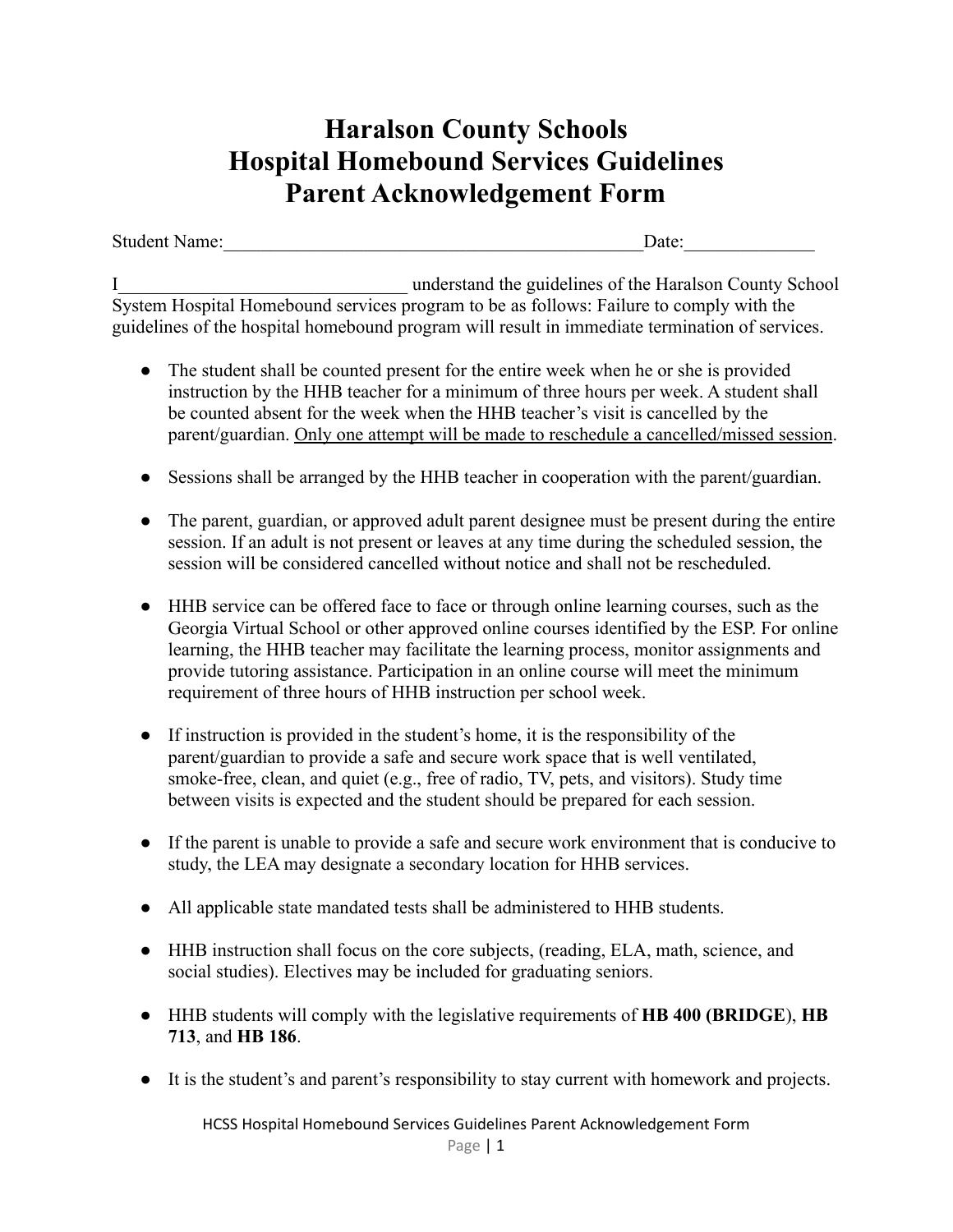# Haralson County Schools
# Hospital Homebound Services Guidelines
# Parent Acknowledgement Form

Student Name:_____________________________________________Date:______________

I________________________________ understand the guidelines of the Haralson County School System Hospital Homebound services program to be as follows: Failure to comply with the guidelines of the hospital homebound program will result in immediate termination of services.

- The student shall be counted present for the entire week when he or she is provided instruction by the HHB teacher for a minimum of three hours per week. A student shall be counted absent for the week when the HHB teacher's visit is cancelled by the parent/guardian. <u>Only one attempt will be made to reschedule a cancelled/missed session</u>.

- Sessions shall be arranged by the HHB teacher in cooperation with the parent/guardian.

- The parent, guardian, or approved adult parent designee must be present during the entire session. If an adult is not present or leaves at any time during the scheduled session, the session will be considered cancelled without notice and shall not be rescheduled.

- HHB service can be offered face to face or through online learning courses, such as the Georgia Virtual School or other approved online courses identified by the ESP. For online learning, the HHB teacher may facilitate the learning process, monitor assignments and provide tutoring assistance. Participation in an online course will meet the minimum requirement of three hours of HHB instruction per school week.

- If instruction is provided in the student's home, it is the responsibility of the parent/guardian to provide a safe and secure work space that is well ventilated, smoke-free, clean, and quiet (e.g., free of radio, TV, pets, and visitors). Study time between visits is expected and the student should be prepared for each session.

- If the parent is unable to provide a safe and secure work environment that is conducive to study, the LEA may designate a secondary location for HHB services.

- All applicable state mandated tests shall be administered to HHB students.

- HHB instruction shall focus on the core subjects, (reading, ELA, math, science, and social studies). Electives may be included for graduating seniors.

- HHB students will comply with the legislative requirements of **HB 400 (BRIDGE**), **HB 713**, and **HB 186**.

- It is the student's and parent's responsibility to stay current with homework and projects.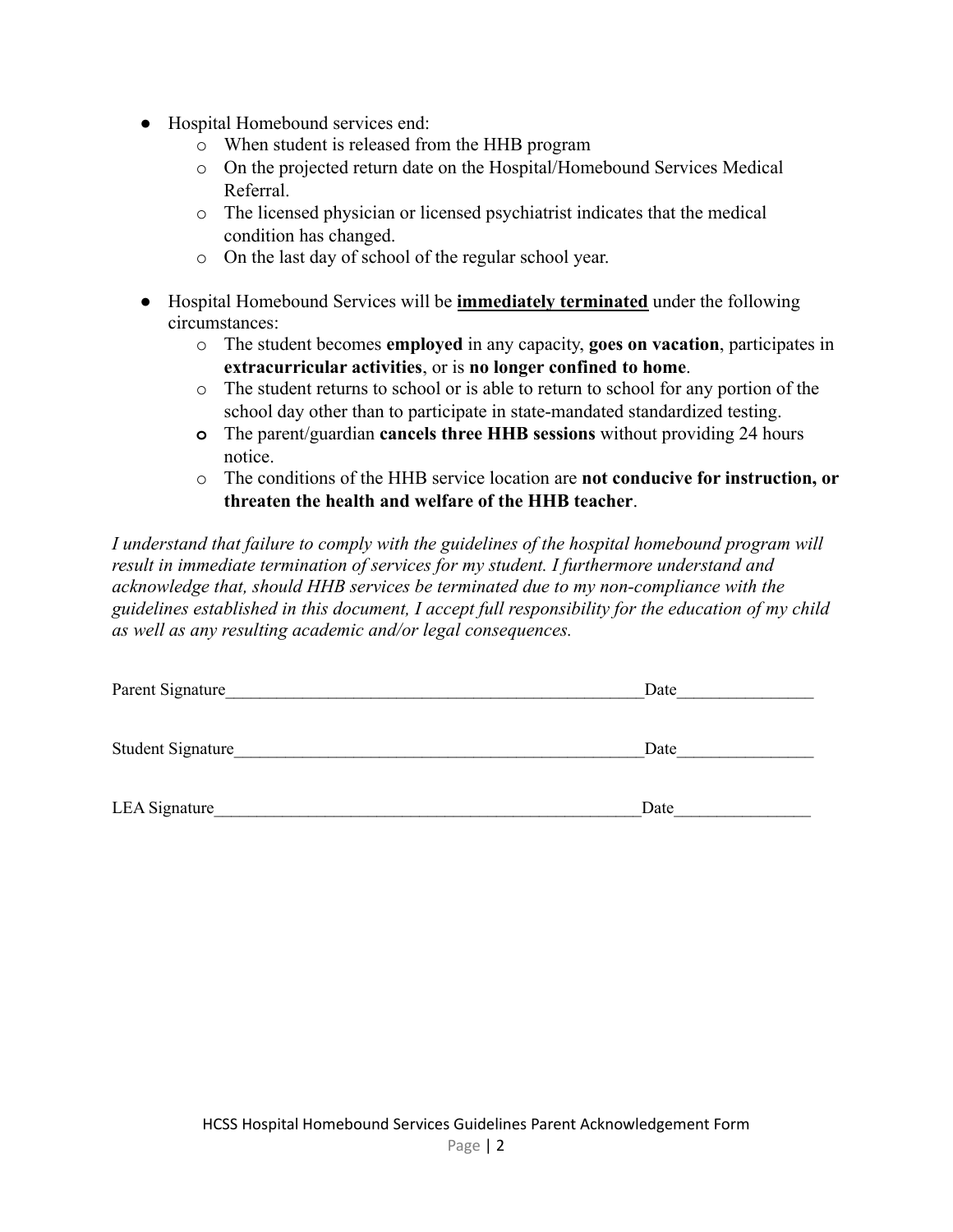- Hospital Homebound services end:
  - When student is released from the HHB program
  - On the projected return date on the Hospital/Homebound Services Medical Referral.
  - The licensed physician or licensed psychiatrist indicates that the medical condition has changed.
  - On the last day of school of the regular school year.

- Hospital Homebound Services will be <u>**immediately terminated**</u> under the following circumstances:
  - The student becomes **employed** in any capacity, **goes on vacation**, participates in **extracurricular activities**, or is **no longer confined to home**.
  - The student returns to school or is able to return to school for any portion of the school day other than to participate in state-mandated standardized testing.
  - The parent/guardian **cancels three HHB sessions** without providing 24 hours notice.
  - The conditions of the HHB service location are **not conducive for instruction, or threaten the health and welfare of the HHB teacher**.

*I understand that failure to comply with the guidelines of the hospital homebound program will result in immediate termination of services for my student. I furthermore understand and acknowledge that, should HHB services be terminated due to my non-compliance with the guidelines established in this document, I accept full responsibility for the education of my child as well as any resulting academic and/or legal consequences.*

Parent Signature__________________________________________________Date________________

Student Signature_________________________________________________Date________________

LEA Signature____________________________________________________Date________________